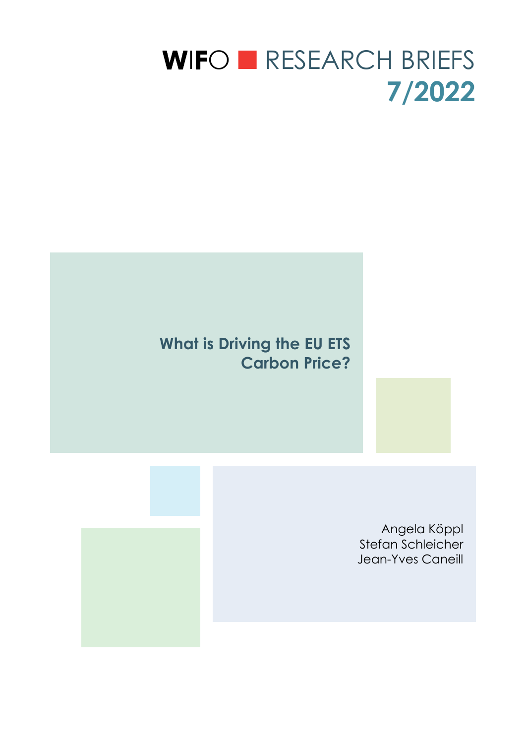WIFO ■ RESEARCH BRIEFS

**7/2022**

# What is Driving the EU ETS Carbon Price?

Angela Köppl
Stefan Schleicher
Jean-Yves Caneill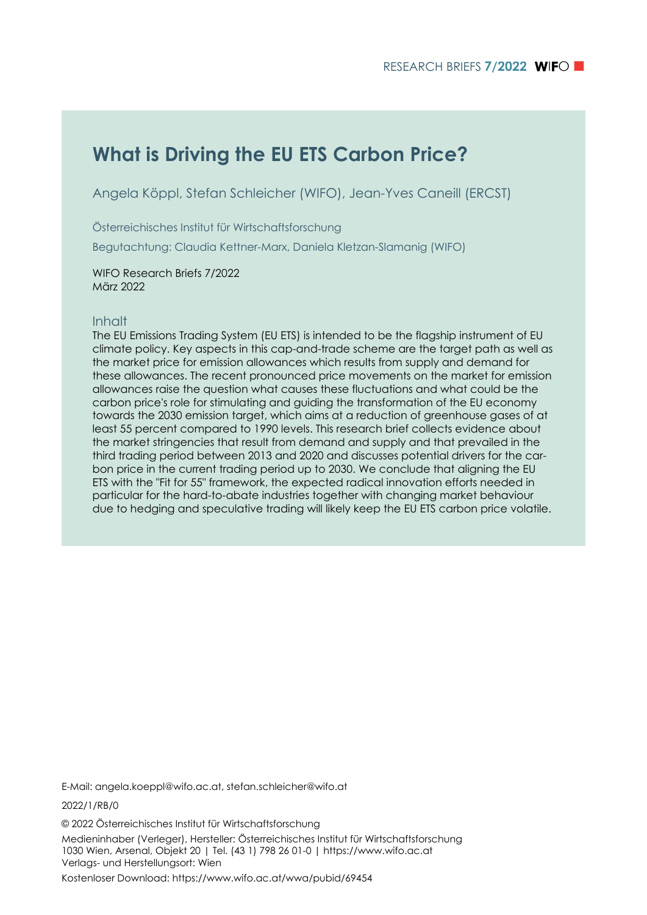# What is Driving the EU ETS Carbon Price?

Angela Köppl, Stefan Schleicher (WIFO), Jean-Yves Caneill (ERCST)

Österreichisches Institut für Wirtschaftsforschung

Begutachtung: Claudia Kettner-Marx, Daniela Kletzan-Slamanig (WIFO)

WIFO Research Briefs 7/2022
März 2022

## Inhalt

The EU Emissions Trading System (EU ETS) is intended to be the flagship instrument of EU climate policy. Key aspects in this cap-and-trade scheme are the target path as well as the market price for emission allowances which results from supply and demand for these allowances. The recent pronounced price movements on the market for emission allowances raise the question what causes these fluctuations and what could be the carbon price's role for stimulating and guiding the transformation of the EU economy towards the 2030 emission target, which aims at a reduction of greenhouse gases of at least 55 percent compared to 1990 levels. This research brief collects evidence about the market stringencies that result from demand and supply and that prevailed in the third trading period between 2013 and 2020 and discusses potential drivers for the carbon price in the current trading period up to 2030. We conclude that aligning the EU ETS with the "Fit for 55" framework, the expected radical innovation efforts needed in particular for the hard-to-abate industries together with changing market behaviour due to hedging and speculative trading will likely keep the EU ETS carbon price volatile.

E-Mail: angela.koeppl@wifo.ac.at, stefan.schleicher@wifo.at

2022/1/RB/0

© 2022 Österreichisches Institut für Wirtschaftsforschung

Medieninhaber (Verleger), Hersteller: Österreichisches Institut für Wirtschaftsforschung
1030 Wien, Arsenal, Objekt 20 | Tel. (43 1) 798 26 01-0 | https://www.wifo.ac.at
Verlags- und Herstellungsort: Wien

Kostenloser Download: https://www.wifo.ac.at/wwa/pubid/69454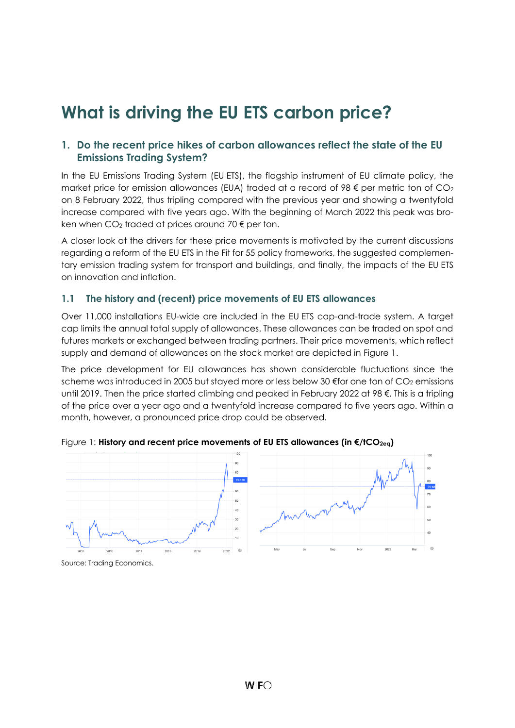# What is driving the EU ETS carbon price?

## 1. Do the recent price hikes of carbon allowances reflect the state of the EU Emissions Trading System?

In the EU Emissions Trading System (EU ETS), the flagship instrument of EU climate policy, the market price for emission allowances (EUA) traded at a record of 98 € per metric ton of $CO_2$ on 8 February 2022, thus tripling compared with the previous year and showing a twentyfold increase compared with five years ago. With the beginning of March 2022 this peak was broken when $CO_2$ traded at prices around 70 € per ton.

A closer look at the drivers for these price movements is motivated by the current discussions regarding a reform of the EU ETS in the Fit for 55 policy frameworks, the suggested complementary emission trading system for transport and buildings, and finally, the impacts of the EU ETS on innovation and inflation.

### 1.1 The history and (recent) price movements of EU ETS allowances

Over 11,000 installations EU-wide are included in the EU ETS cap-and-trade system. A target cap limits the annual total supply of allowances. These allowances can be traded on spot and futures markets or exchanged between trading partners. Their price movements, which reflect supply and demand of allowances on the stock market are depicted in Figure 1.

The price development for EU allowances has shown considerable fluctuations since the scheme was introduced in 2005 but stayed more or less below 30 €for one ton of $CO_2$ emissions until 2019. Then the price started climbing and peaked in February 2022 at 98 €. This is a tripling of the price over a year ago and a twentyfold increase compared to five years ago. Within a month, however, a pronounced price drop could be observed.

Figure 1: **History and recent price movements of EU ETS allowances (in €/t$CO_{2eq}$)**

Source: Trading Economics.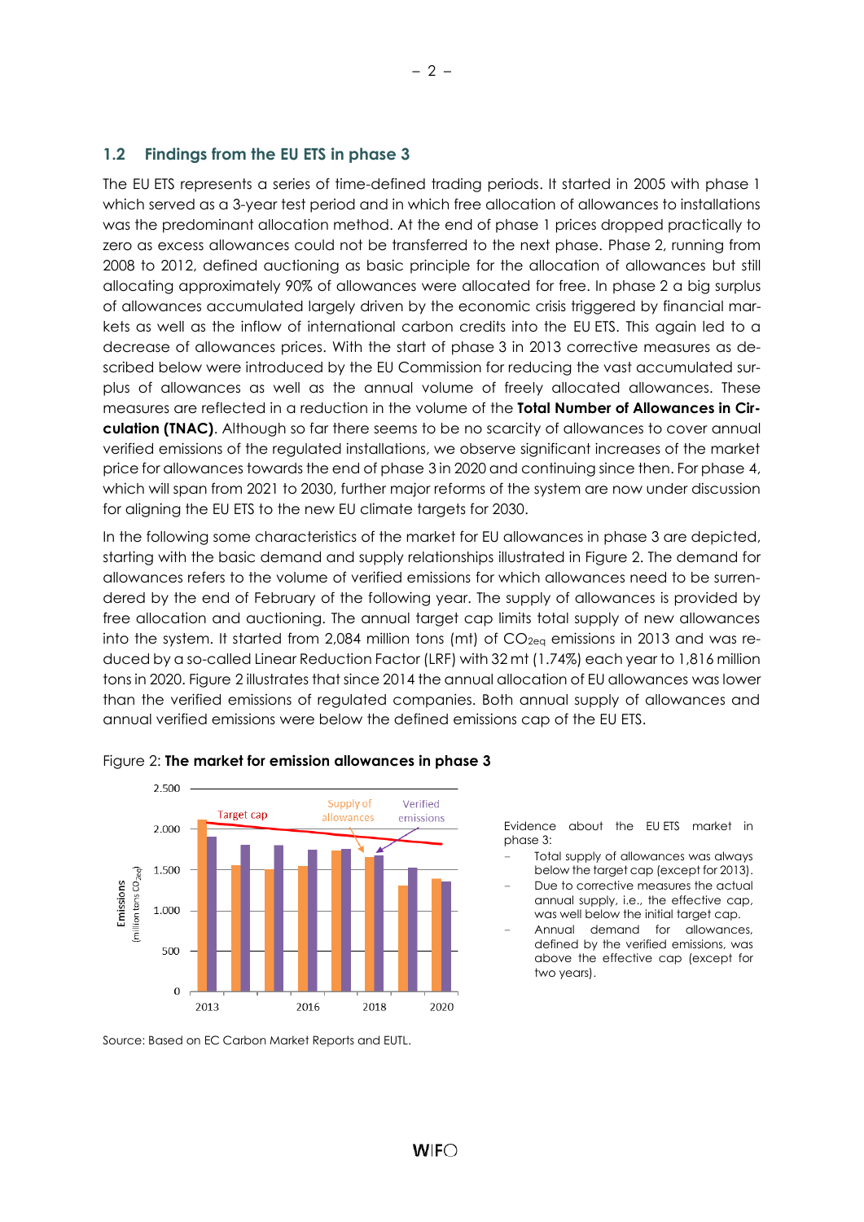## 1.2 Findings from the EU ETS in phase 3

The EU ETS represents a series of time-defined trading periods. It started in 2005 with phase 1 which served as a 3-year test period and in which free allocation of allowances to installations was the predominant allocation method. At the end of phase 1 prices dropped practically to zero as excess allowances could not be transferred to the next phase. Phase 2, running from 2008 to 2012, defined auctioning as basic principle for the allocation of allowances but still allocating approximately 90% of allowances were allocated for free. In phase 2 a big surplus of allowances accumulated largely driven by the economic crisis triggered by financial markets as well as the inflow of international carbon credits into the EU ETS. This again led to a decrease of allowances prices. With the start of phase 3 in 2013 corrective measures as described below were introduced by the EU Commission for reducing the vast accumulated surplus of allowances as well as the annual volume of freely allocated allowances. These measures are reflected in a reduction in the volume of the **Total Number of Allowances in Circulation (TNAC)**. Although so far there seems to be no scarcity of allowances to cover annual verified emissions of the regulated installations, we observe significant increases of the market price for allowances towards the end of phase 3 in 2020 and continuing since then. For phase 4, which will span from 2021 to 2030, further major reforms of the system are now under discussion for aligning the EU ETS to the new EU climate targets for 2030.

In the following some characteristics of the market for EU allowances in phase 3 are depicted, starting with the basic demand and supply relationships illustrated in Figure 2. The demand for allowances refers to the volume of verified emissions for which allowances need to be surrendered by the end of February of the following year. The supply of allowances is provided by free allocation and auctioning. The annual target cap limits total supply of new allowances into the system. It started from 2,084 million tons (mt) of $CO_{2eq}$ emissions in 2013 and was reduced by a so-called Linear Reduction Factor (LRF) with 32 mt (1.74%) each year to 1,816 million tons in 2020. Figure 2 illustrates that since 2014 the annual allocation of EU allowances was lower than the verified emissions of regulated companies. Both annual supply of allowances and annual verified emissions were below the defined emissions cap of the EU ETS.

Figure 2: **The market for emission allowances in phase 3**

Evidence about the EU ETS market in phase 3:

- Total supply of allowances was always below the target cap (except for 2013).
- Due to corrective measures the actual annual supply, i.e., the effective cap, was well below the initial target cap.
- Annual demand for allowances, defined by the verified emissions, was above the effective cap (except for two years).

Source: Based on EC Carbon Market Reports and EUTL.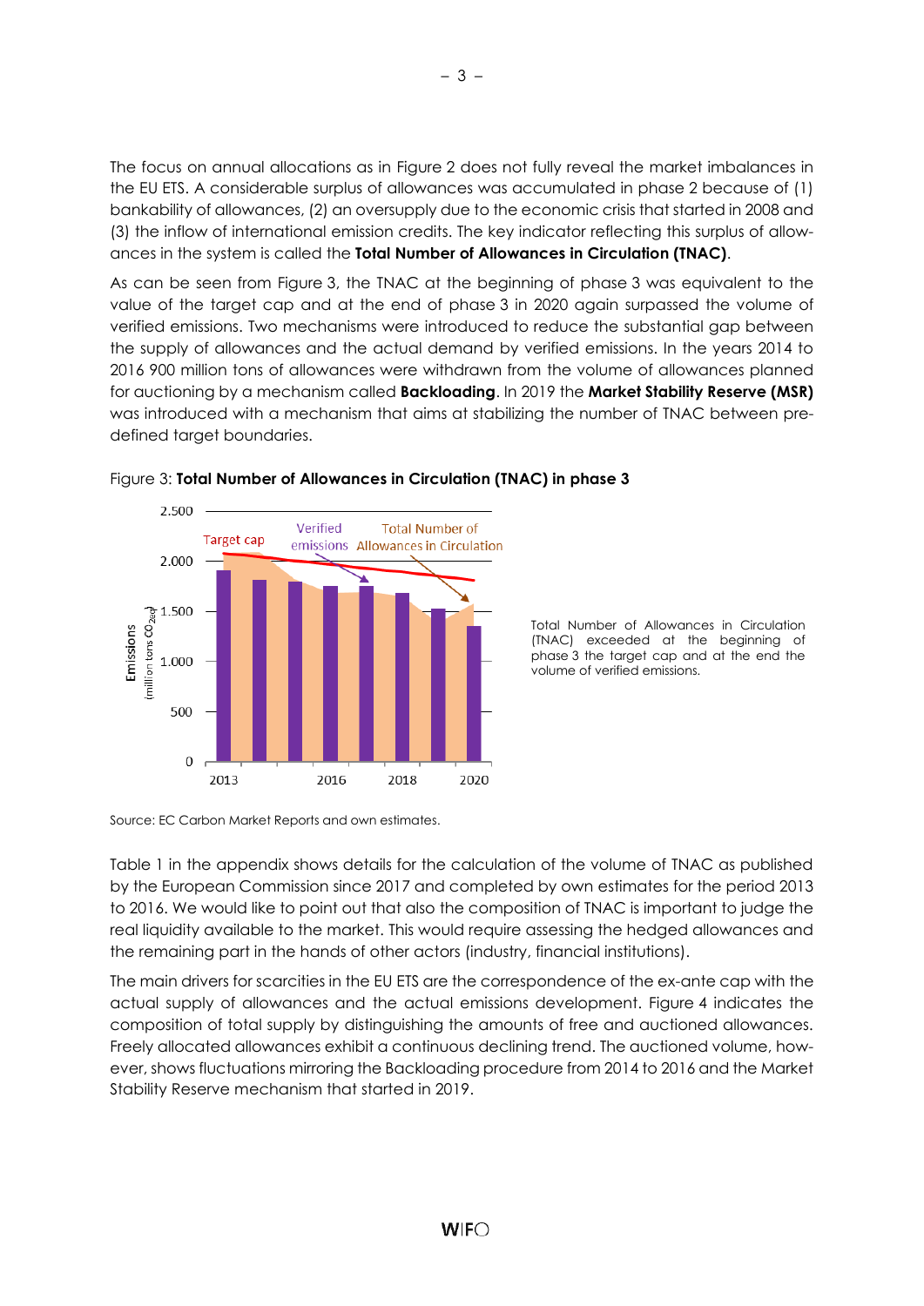The focus on annual allocations as in Figure 2 does not fully reveal the market imbalances in the EU ETS. A considerable surplus of allowances was accumulated in phase 2 because of (1) bankability of allowances, (2) an oversupply due to the economic crisis that started in 2008 and (3) the inflow of international emission credits. The key indicator reflecting this surplus of allowances in the system is called the **Total Number of Allowances in Circulation (TNAC)**.

As can be seen from Figure 3, the TNAC at the beginning of phase 3 was equivalent to the value of the target cap and at the end of phase 3 in 2020 again surpassed the volume of verified emissions. Two mechanisms were introduced to reduce the substantial gap between the supply of allowances and the actual demand by verified emissions. In the years 2014 to 2016 900 million tons of allowances were withdrawn from the volume of allowances planned for auctioning by a mechanism called **Backloading**. In 2019 the **Market Stability Reserve (MSR)** was introduced with a mechanism that aims at stabilizing the number of TNAC between predefined target boundaries.

Figure 3: **Total Number of Allowances in Circulation (TNAC) in phase 3**

Total Number of Allowances in Circulation (TNAC) exceeded at the beginning of phase 3 the target cap and at the end the volume of verified emissions.

Source: EC Carbon Market Reports and own estimates.

Table 1 in the appendix shows details for the calculation of the volume of TNAC as published by the European Commission since 2017 and completed by own estimates for the period 2013 to 2016. We would like to point out that also the composition of TNAC is important to judge the real liquidity available to the market. This would require assessing the hedged allowances and the remaining part in the hands of other actors (industry, financial institutions).

The main drivers for scarcities in the EU ETS are the correspondence of the ex-ante cap with the actual supply of allowances and the actual emissions development. Figure 4 indicates the composition of total supply by distinguishing the amounts of free and auctioned allowances. Freely allocated allowances exhibit a continuous declining trend. The auctioned volume, however, shows fluctuations mirroring the Backloading procedure from 2014 to 2016 and the Market Stability Reserve mechanism that started in 2019.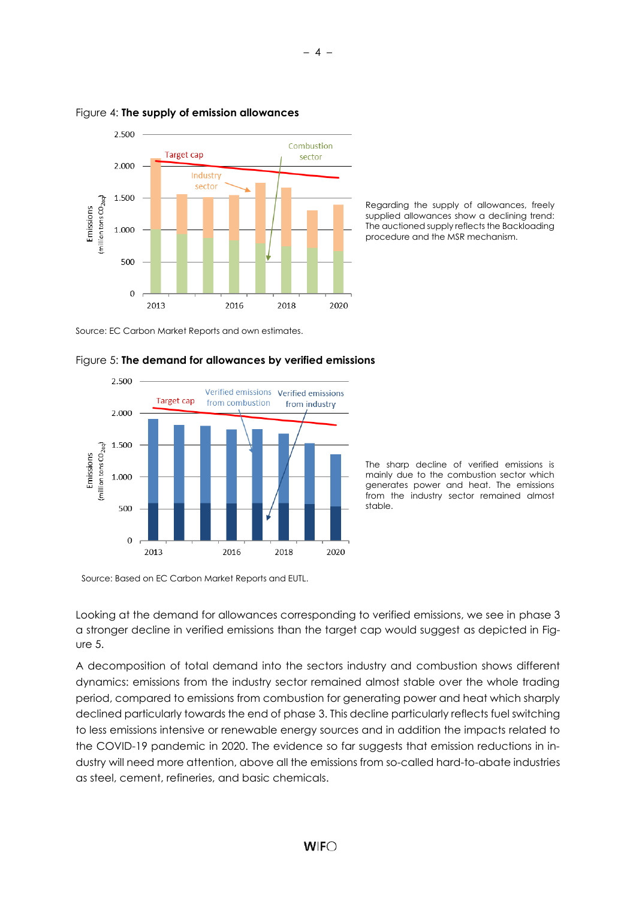Figure 4: **The supply of emission allowances**

Regarding the supply of allowances, freely supplied allowances show a declining trend: The auctioned supply reflects the Backloading procedure and the MSR mechanism.

Source: EC Carbon Market Reports and own estimates.

Figure 5: **The demand for allowances by verified emissions**

The sharp decline of verified emissions is mainly due to the combustion sector which generates power and heat. The emissions from the industry sector remained almost stable.

Source: Based on EC Carbon Market Reports and EUTL.

Looking at the demand for allowances corresponding to verified emissions, we see in phase 3 a stronger decline in verified emissions than the target cap would suggest as depicted in Figure 5.

A decomposition of total demand into the sectors industry and combustion shows different dynamics: emissions from the industry sector remained almost stable over the whole trading period, compared to emissions from combustion for generating power and heat which sharply declined particularly towards the end of phase 3. This decline particularly reflects fuel switching to less emissions intensive or renewable energy sources and in addition the impacts related to the COVID-19 pandemic in 2020. The evidence so far suggests that emission reductions in industry will need more attention, above all the emissions from so-called hard-to-abate industries as steel, cement, refineries, and basic chemicals.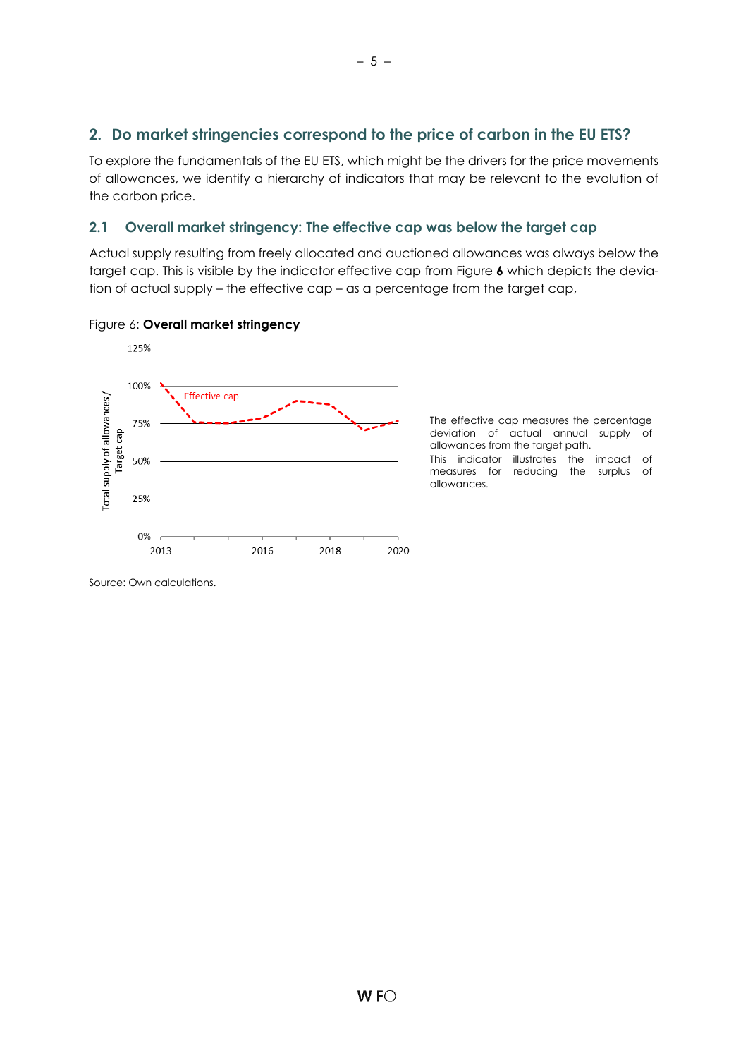## 2. Do market stringencies correspond to the price of carbon in the EU ETS?

To explore the fundamentals of the EU ETS, which might be the drivers for the price movements of allowances, we identify a hierarchy of indicators that may be relevant to the evolution of the carbon price.

### 2.1 Overall market stringency: The effective cap was below the target cap

Actual supply resulting from freely allocated and auctioned allowances was always below the target cap. This is visible by the indicator effective cap from Figure **6** which depicts the deviation of actual supply – the effective cap – as a percentage from the target cap,

Figure 6: **Overall market stringency**

The effective cap measures the percentage deviation of actual annual supply of allowances from the target path.
This indicator illustrates the impact of measures for reducing the surplus of allowances.

Source: Own calculations.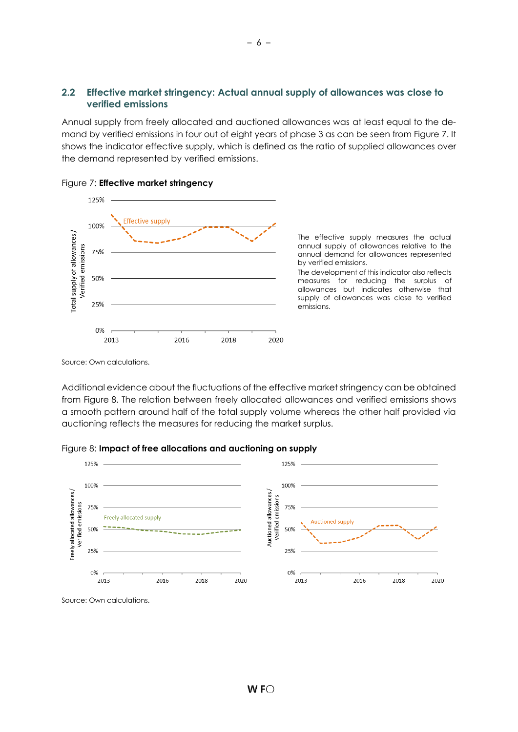## 2.2 Effective market stringency: Actual annual supply of allowances was close to verified emissions

Annual supply from freely allocated and auctioned allowances was at least equal to the demand by verified emissions in four out of eight years of phase 3 as can be seen from Figure 7. It shows the indicator effective supply, which is defined as the ratio of supplied allowances over the demand represented by verified emissions.

Figure 7: **Effective market stringency**

The effective supply measures the actual annual supply of allowances relative to the annual demand for allowances represented by verified emissions.
The development of this indicator also reflects measures for reducing the surplus of allowances but indicates otherwise that supply of allowances was close to verified emissions.

Source: Own calculations.

Additional evidence about the fluctuations of the effective market stringency can be obtained from Figure 8. The relation between freely allocated allowances and verified emissions shows a smooth pattern around half of the total supply volume whereas the other half provided via auctioning reflects the measures for reducing the market surplus.

Figure 8: **Impact of free allocations and auctioning on supply**

Source: Own calculations.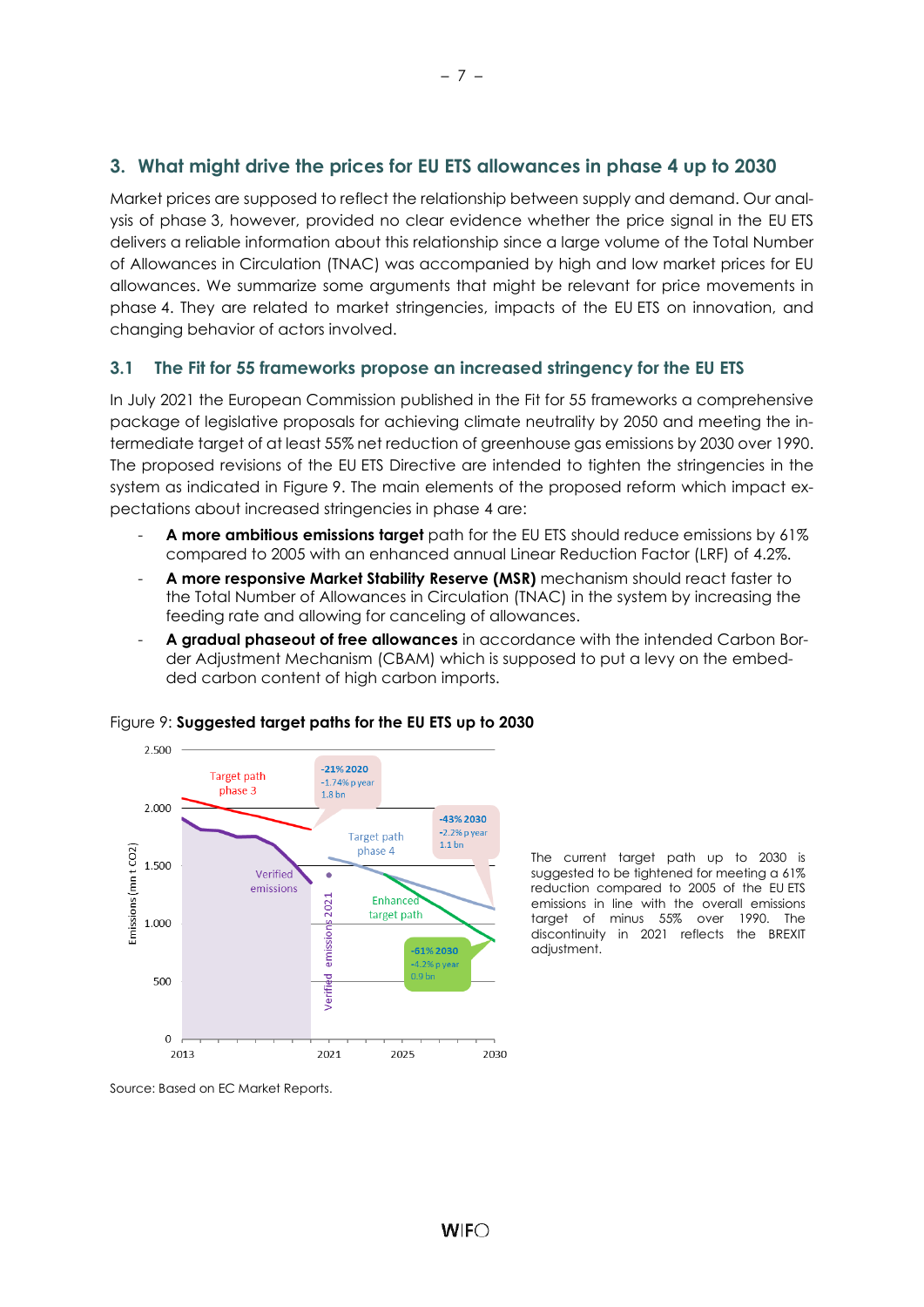## 3. What might drive the prices for EU ETS allowances in phase 4 up to 2030

Market prices are supposed to reflect the relationship between supply and demand. Our analysis of phase 3, however, provided no clear evidence whether the price signal in the EU ETS delivers a reliable information about this relationship since a large volume of the Total Number of Allowances in Circulation (TNAC) was accompanied by high and low market prices for EU allowances. We summarize some arguments that might be relevant for price movements in phase 4. They are related to market stringencies, impacts of the EU ETS on innovation, and changing behavior of actors involved.

### 3.1 The Fit for 55 frameworks propose an increased stringency for the EU ETS

In July 2021 the European Commission published in the Fit for 55 frameworks a comprehensive package of legislative proposals for achieving climate neutrality by 2050 and meeting the intermediate target of at least 55% net reduction of greenhouse gas emissions by 2030 over 1990. The proposed revisions of the EU ETS Directive are intended to tighten the stringencies in the system as indicated in Figure 9. The main elements of the proposed reform which impact expectations about increased stringencies in phase 4 are:

- **A more ambitious emissions target** path for the EU ETS should reduce emissions by 61% compared to 2005 with an enhanced annual Linear Reduction Factor (LRF) of 4.2%.
- **A more responsive Market Stability Reserve (MSR)** mechanism should react faster to the Total Number of Allowances in Circulation (TNAC) in the system by increasing the feeding rate and allowing for canceling of allowances.
- **A gradual phaseout of free allowances** in accordance with the intended Carbon Border Adjustment Mechanism (CBAM) which is supposed to put a levy on the embedded carbon content of high carbon imports.

Figure 9: **Suggested target paths for the EU ETS up to 2030**

The current target path up to 2030 is suggested to be tightened for meeting a 61% reduction compared to 2005 of the EU ETS emissions in line with the overall emissions target of minus 55% over 1990. The discontinuity in 2021 reflects the BREXIT adjustment.

Source: Based on EC Market Reports.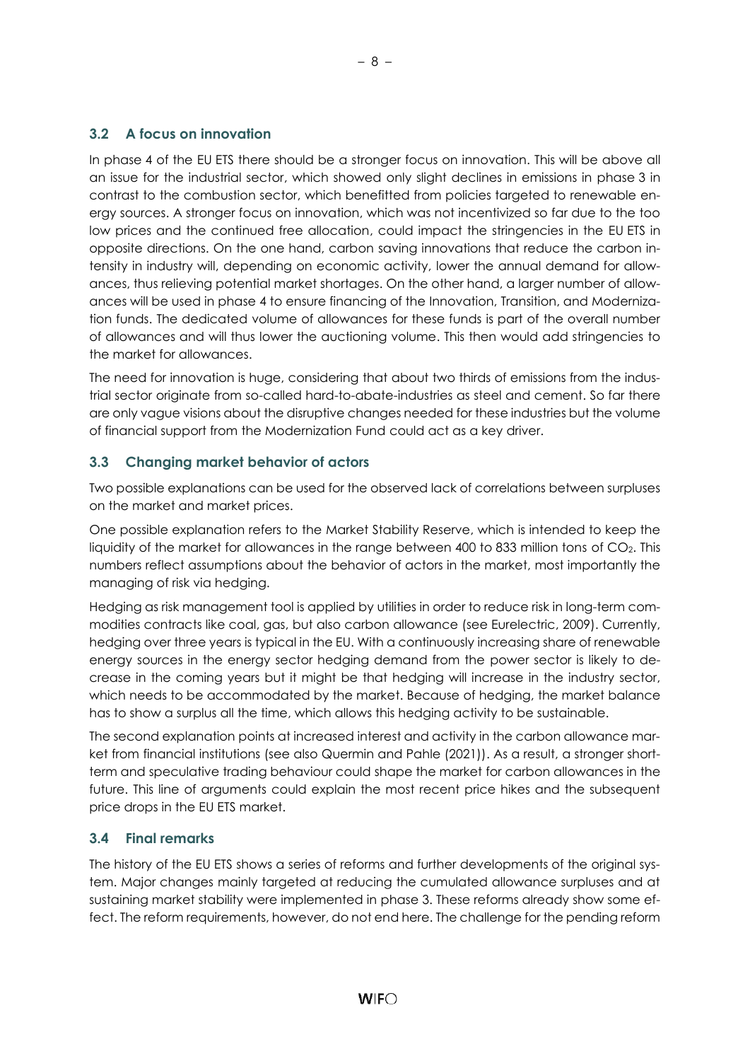## 3.2 A focus on innovation

In phase 4 of the EU ETS there should be a stronger focus on innovation. This will be above all an issue for the industrial sector, which showed only slight declines in emissions in phase 3 in contrast to the combustion sector, which benefitted from policies targeted to renewable energy sources. A stronger focus on innovation, which was not incentivized so far due to the too low prices and the continued free allocation, could impact the stringencies in the EU ETS in opposite directions. On the one hand, carbon saving innovations that reduce the carbon intensity in industry will, depending on economic activity, lower the annual demand for allowances, thus relieving potential market shortages. On the other hand, a larger number of allowances will be used in phase 4 to ensure financing of the Innovation, Transition, and Modernization funds. The dedicated volume of allowances for these funds is part of the overall number of allowances and will thus lower the auctioning volume. This then would add stringencies to the market for allowances.

The need for innovation is huge, considering that about two thirds of emissions from the industrial sector originate from so-called hard-to-abate-industries as steel and cement. So far there are only vague visions about the disruptive changes needed for these industries but the volume of financial support from the Modernization Fund could act as a key driver.

## 3.3 Changing market behavior of actors

Two possible explanations can be used for the observed lack of correlations between surpluses on the market and market prices.

One possible explanation refers to the Market Stability Reserve, which is intended to keep the liquidity of the market for allowances in the range between 400 to 833 million tons of $CO_2$. This numbers reflect assumptions about the behavior of actors in the market, most importantly the managing of risk via hedging.

Hedging as risk management tool is applied by utilities in order to reduce risk in long-term commodities contracts like coal, gas, but also carbon allowance (see Eurelectric, 2009). Currently, hedging over three years is typical in the EU. With a continuously increasing share of renewable energy sources in the energy sector hedging demand from the power sector is likely to decrease in the coming years but it might be that hedging will increase in the industry sector, which needs to be accommodated by the market. Because of hedging, the market balance has to show a surplus all the time, which allows this hedging activity to be sustainable.

The second explanation points at increased interest and activity in the carbon allowance market from financial institutions (see also Quermin and Pahle (2021)). As a result, a stronger short-term and speculative trading behaviour could shape the market for carbon allowances in the future. This line of arguments could explain the most recent price hikes and the subsequent price drops in the EU ETS market.

## 3.4 Final remarks

The history of the EU ETS shows a series of reforms and further developments of the original system. Major changes mainly targeted at reducing the cumulated allowance surpluses and at sustaining market stability were implemented in phase 3. These reforms already show some effect. The reform requirements, however, do not end here. The challenge for the pending reform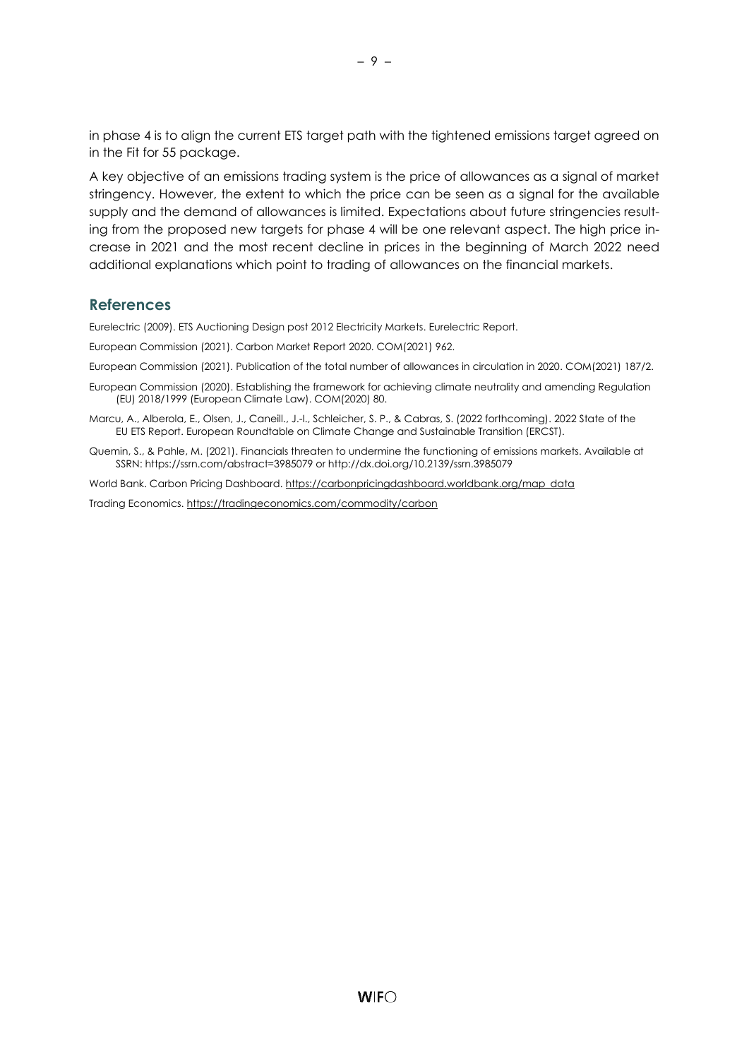in phase 4 is to align the current ETS target path with the tightened emissions target agreed on in the Fit for 55 package.

A key objective of an emissions trading system is the price of allowances as a signal of market stringency. However, the extent to which the price can be seen as a signal for the available supply and the demand of allowances is limited. Expectations about future stringencies resulting from the proposed new targets for phase 4 will be one relevant aspect. The high price increase in 2021 and the most recent decline in prices in the beginning of March 2022 need additional explanations which point to trading of allowances on the financial markets.

## References

Eurelectric (2009). ETS Auctioning Design post 2012 Electricity Markets. Eurelectric Report.

European Commission (2021). Carbon Market Report 2020. COM(2021) 962.

European Commission (2021). Publication of the total number of allowances in circulation in 2020. COM(2021) 187/2.

European Commission (2020). Establishing the framework for achieving climate neutrality and amending Regulation (EU) 2018/1999 (European Climate Law). COM(2020) 80.

Marcu, A., Alberola, E., Olsen, J., Caneill., J.-l., Schleicher, S. P., & Cabras, S. (2022 forthcoming). 2022 State of the EU ETS Report. European Roundtable on Climate Change and Sustainable Transition (ERCST).

Quemin, S., & Pahle, M. (2021). Financials threaten to undermine the functioning of emissions markets. Available at SSRN: https://ssrn.com/abstract=3985079 or http://dx.doi.org/10.2139/ssrn.3985079

World Bank. Carbon Pricing Dashboard. https://carbonpricingdashboard.worldbank.org/map_data

Trading Economics. https://tradingeconomics.com/commodity/carbon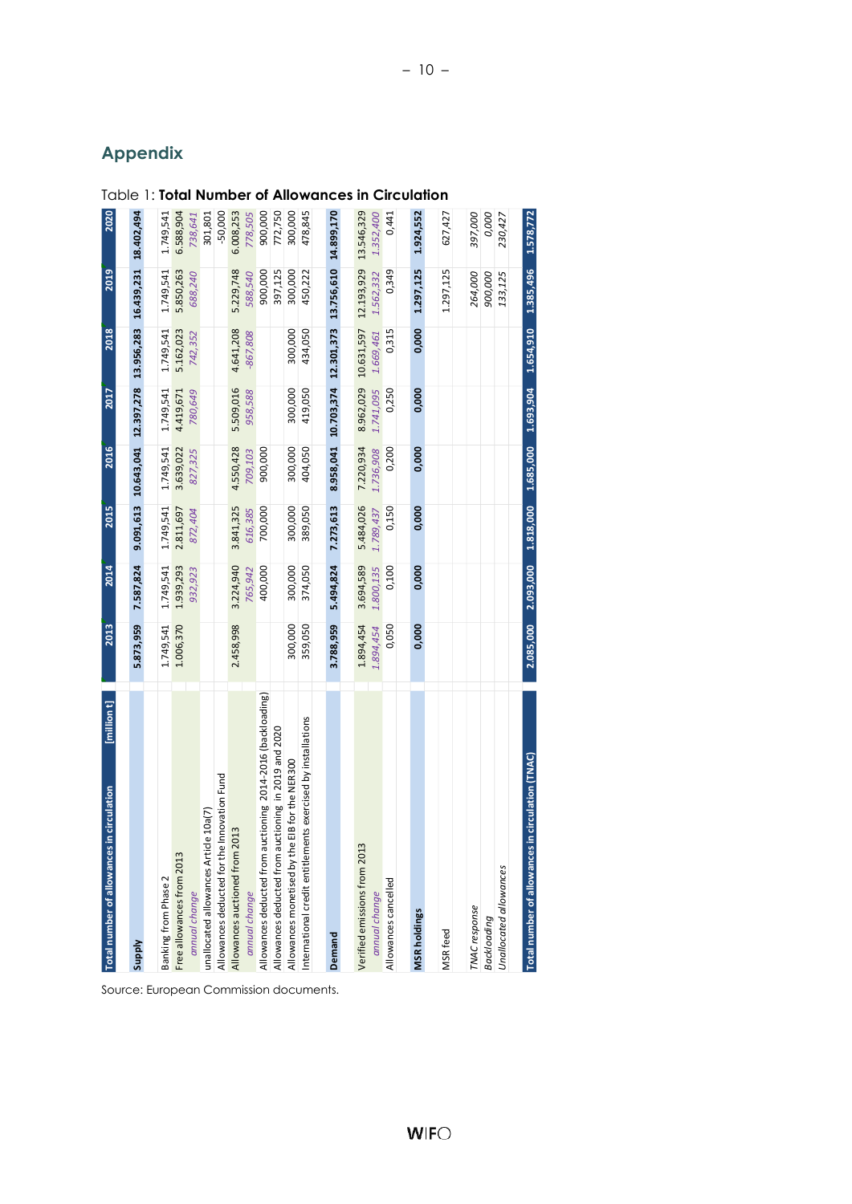## Appendix

Table 1: **Total Number of Allowances in Circulation**

| **Total number of allowances in circulation [million t]** | **2013** | **2014** | **2015** | **2016** | **2017** | **2018** | **2019** | **2020** |
|---|---|---|---|---|---|---|---|---|
| **Supply** | **5.873,959** | **7.587,824** | **9.091,613** | **10.643,041** | **12.397,278** | **13.956,283** | **16.439,231** | **18.402,494** |
| | | | | | | | | |
| Banking from Phase 2 | 1.749,541 | 1.749,541 | 1.749,541 | 1.749,541 | 1.749,541 | 1.749,541 | 1.749,541 | 1.749,541 |
| Free allowances from 2013 | 1.006,370 | 1.939,293 | 2.811,697 | 3.639,022 | 4.419,671 | 5.162,023 | 5.850,263 | 6.588,904 |
| *annual change* | | *932,923* | *872,404* | *827,325* | *780,649* | *742,352* | *688,240* | *738,641* |
| unallocated allowances Article 10a(7) | | | | | | | | 301,801 |
| Allowances deducted for the Innovation Fund | | | | | | | | -50,000 |
| Allowances auctioned from 2013 | 2.458,998 | 3.224,940 | 3.841,325 | 4.550,428 | 5.509,016 | 4.641,208 | 5.229,748 | 6.008,253 |
| *annual change* | | *765,942* | *616,385* | *709,103* | *958,588* | *-867,808* | *588,540* | *778,505* |
| Allowances deducted from auctioning 2014-2016 (backloading) | | 400,000 | 700,000 | 900,000 | | | 900,000 | 900,000 |
| Allowances deducted from auctioning in 2019 and 2020 | | | | | | | 397,125 | 772,750 |
| Allowances monetised by the EIB for the NER300 | 300,000 | 300,000 | 300,000 | 300,000 | 300,000 | 300,000 | 300,000 | 300,000 |
| International credit entitlements exercised by installations | 359,050 | 374,050 | 389,050 | 404,050 | 419,050 | 434,050 | 450,222 | 478,845 |
| | | | | | | | | |
| **Demand** | **3.788,959** | **5.494,824** | **7.273,613** | **8.958,041** | **10.703,374** | **12.301,373** | **13.756,610** | **14.899,170** |
| | | | | | | | | |
| Verified emissions from 2013 | 1.894,454 | 3.694,589 | 5.484,026 | 7.220,934 | 8.962,029 | 10.631,597 | 12.193,929 | 13.546,329 |
| *annual change* | *1.894,454* | *1.800,135* | *1.789,437* | *1.736,908* | *1.741,095* | *1.669,461* | *1.562,332* | *1.352,400* |
| Allowances cancelled | 0,050 | 0,100 | 0,150 | 0,200 | 0,250 | 0,315 | 0,349 | 0,441 |
| | | | | | | | | |
| **MSR holdings** | **0,000** | **0,000** | **0,000** | **0,000** | **0,000** | **0,000** | **1.297,125** | **1.924,552** |
| | | | | | | | | |
| MSR feed | | | | | | | 1.297,125 | 627,427 |
| | | | | | | | | |
| *TNAC response* | | | | | | | *264,000* | *397,000* |
| *Backloading* | | | | | | | *900,000* | *0,000* |
| *Unallocated allowances* | | | | | | | *133,125* | *230,427* |
| | | | | | | | | |
| **Total number of allowances in circulation (TNAC)** | **2.085,000** | **2.093,000** | **1.818,000** | **1.685,000** | **1.693,904** | **1.654,910** | **1.385,496** | **1.578,772** |

Source: European Commission documents.